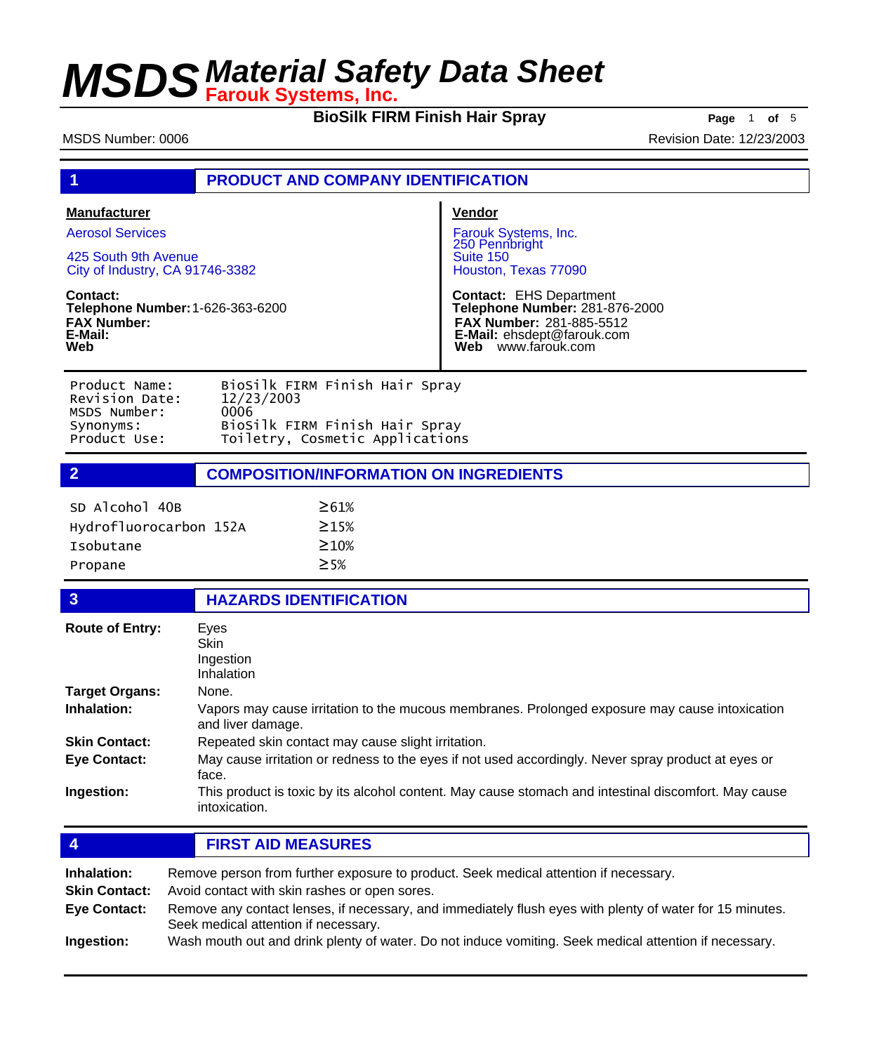# MSDS Material Safety Data Sheet
**Farouk Systems, Inc.**

**BioSilk FIRM Finish Hair Spray**

MSDS Number: 0006

Revision Date: 12/23/2003

## 1 PRODUCT AND COMPANY IDENTIFICATION

**Manufacturer**

Aerosol Services

425 South 9th Avenue
City of Industry, CA 91746-3382

**Contact:**
**Telephone Number:** 1-626-363-6200
**FAX Number:**
**E-Mail:**
**Web**

**Vendor**

Farouk Systems, Inc.
250 Pennbright
Suite 150
Houston, Texas 77090

**Contact:** EHS Department
**Telephone Number:** 281-876-2000
**FAX Number:** 281-885-5512
**E-Mail:** ehsdept@farouk.com
**Web** www.farouk.com

| | |
|---|---|
| Product Name: | BioSilk FIRM Finish Hair Spray |
| Revision Date: | 12/23/2003 |
| MSDS Number: | 0006 |
| Synonyms: | BioSilk FIRM Finish Hair Spray |
| Product Use: | Toiletry, Cosmetic Applications |

## 2 COMPOSITION/INFORMATION ON INGREDIENTS

| | |
|---|---|
| SD Alcohol 40B | ≥61% |
| Hydrofluorocarbon 152A | ≥15% |
| Isobutane | ≥10% |
| Propane | ≥5% |

## 3 HAZARDS IDENTIFICATION

**Route of Entry:** Eyes
Skin
Ingestion
Inhalation

**Target Organs:** None.

**Inhalation:** Vapors may cause irritation to the mucous membranes. Prolonged exposure may cause intoxication and liver damage.

**Skin Contact:** Repeated skin contact may cause slight irritation.

**Eye Contact:** May cause irritation or redness to the eyes if not used accordingly. Never spray product at eyes or face.

**Ingestion:** This product is toxic by its alcohol content. May cause stomach and intestinal discomfort. May cause intoxication.

## 4 FIRST AID MEASURES

**Inhalation:** Remove person from further exposure to product. Seek medical attention if necessary.

**Skin Contact:** Avoid contact with skin rashes or open sores.

**Eye Contact:** Remove any contact lenses, if necessary, and immediately flush eyes with plenty of water for 15 minutes. Seek medical attention if necessary.

**Ingestion:** Wash mouth out and drink plenty of water. Do not induce vomiting. Seek medical attention if necessary.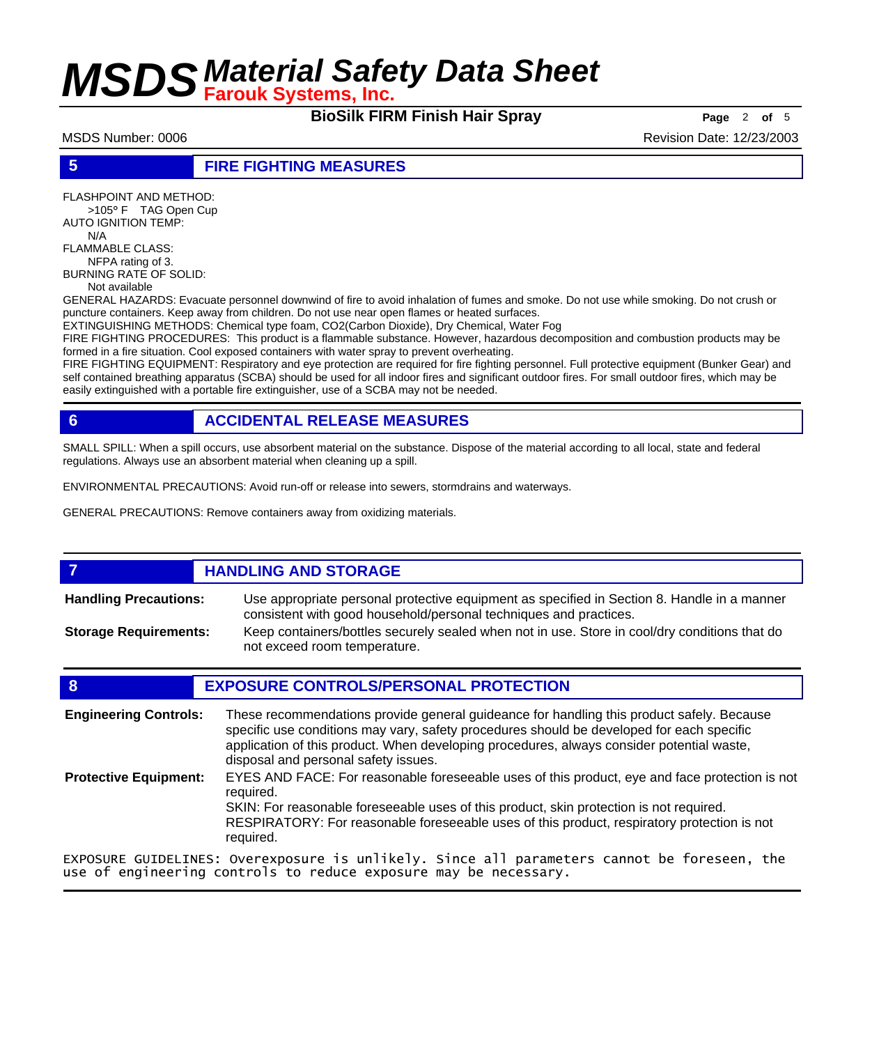## 5 FIRE FIGHTING MEASURES

FLASHPOINT AND METHOD:
>105° F TAG Open Cup
AUTO IGNITION TEMP:
N/A
FLAMMABLE CLASS:
NFPA rating of 3.
BURNING RATE OF SOLID:
Not available

GENERAL HAZARDS: Evacuate personnel downwind of fire to avoid inhalation of fumes and smoke. Do not use while smoking. Do not crush or puncture containers. Keep away from children. Do not use near open flames or heated surfaces.
EXTINGUISHING METHODS: Chemical type foam, CO2(Carbon Dioxide), Dry Chemical, Water Fog
FIRE FIGHTING PROCEDURES: This product is a flammable substance. However, hazardous decomposition and combustion products may be formed in a fire situation. Cool exposed containers with water spray to prevent overheating.
FIRE FIGHTING EQUIPMENT: Respiratory and eye protection are required for fire fighting personnel. Full protective equipment (Bunker Gear) and self contained breathing apparatus (SCBA) should be used for all indoor fires and significant outdoor fires. For small outdoor fires, which may be easily extinguished with a portable fire extinguisher, use of a SCBA may not be needed.

## 6 ACCIDENTAL RELEASE MEASURES

SMALL SPILL: When a spill occurs, use absorbent material on the substance. Dispose of the material according to all local, state and federal regulations. Always use an absorbent material when cleaning up a spill.

ENVIRONMENTAL PRECAUTIONS: Avoid run-off or release into sewers, stormdrains and waterways.

GENERAL PRECAUTIONS: Remove containers away from oxidizing materials.

## 7 HANDLING AND STORAGE

**Handling Precautions:** Use appropriate personal protective equipment as specified in Section 8. Handle in a manner consistent with good household/personal techniques and practices.

**Storage Requirements:** Keep containers/bottles securely sealed when not in use. Store in cool/dry conditions that do not exceed room temperature.

## 8 EXPOSURE CONTROLS/PERSONAL PROTECTION

**Engineering Controls:** These recommendations provide general guideance for handling this product safely. Because specific use conditions may vary, safety procedures should be developed for each specific application of this product. When developing procedures, always consider potential waste, disposal and personal safety issues.

**Protective Equipment:** EYES AND FACE: For reasonable foreseeable uses of this product, eye and face protection is not required.
SKIN: For reasonable foreseeable uses of this product, skin protection is not required.
RESPIRATORY: For reasonable foreseeable uses of this product, respiratory protection is not required.

EXPOSURE GUIDELINES: Overexposure is unlikely. Since all parameters cannot be foreseen, the use of engineering controls to reduce exposure may be necessary.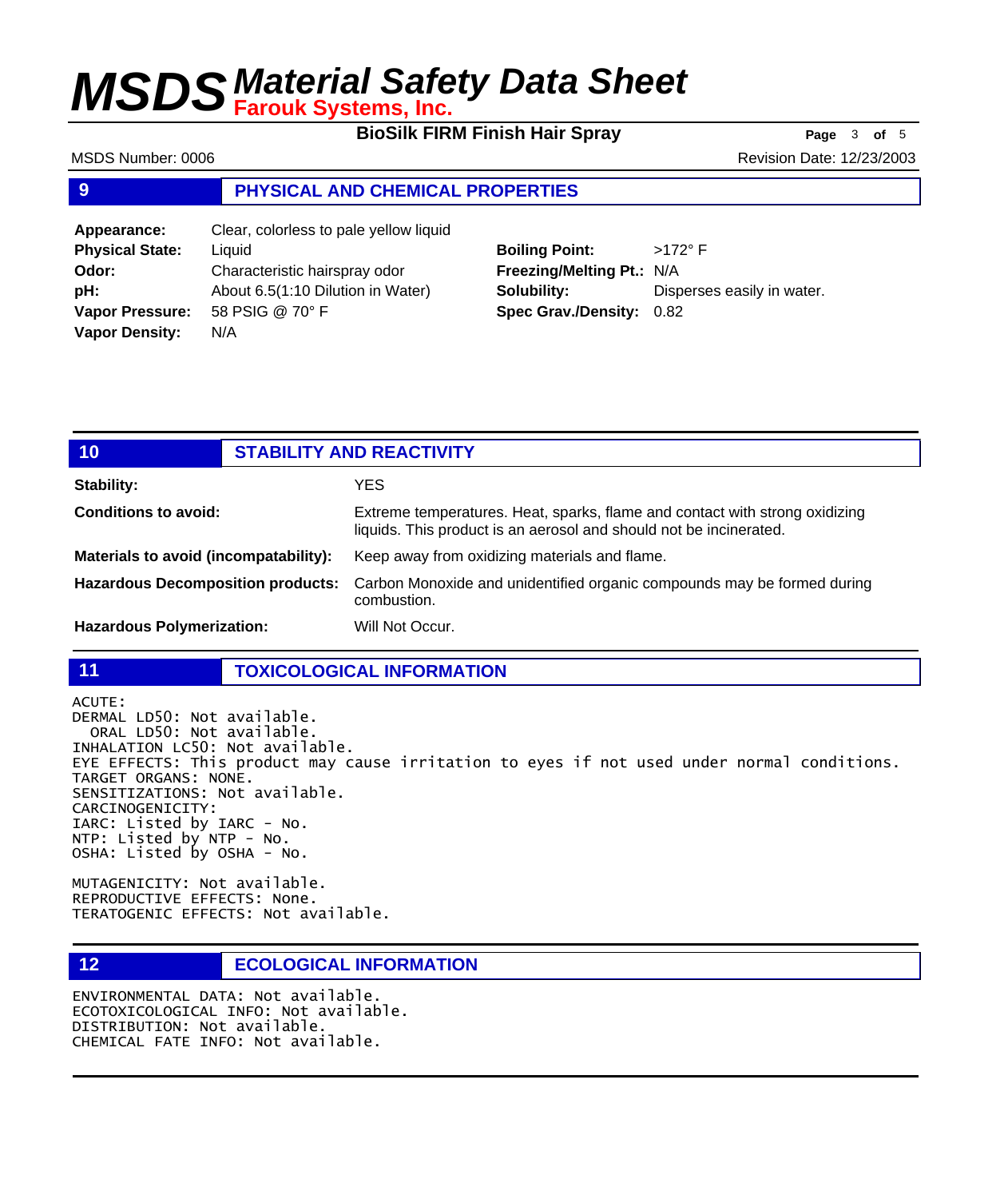## 9 PHYSICAL AND CHEMICAL PROPERTIES

**Appearance:** Clear, colorless to pale yellow liquid
**Physical State:** Liquid
**Odor:** Characteristic hairspray odor
**pH:** About 6.5(1:10 Dilution in Water)
**Vapor Pressure:** 58 PSIG @ 70° F
**Vapor Density:** N/A

**Boiling Point:** >172° F
**Freezing/Melting Pt.:** N/A
**Solubility:** Disperses easily in water.
**Spec Grav./Density:** 0.82

## 10 STABILITY AND REACTIVITY

| | |
|---|---|
| **Stability:** | YES |
| **Conditions to avoid:** | Extreme temperatures. Heat, sparks, flame and contact with strong oxidizing liquids. This product is an aerosol and should not be incinerated. |
| **Materials to avoid (incompatability):** | Keep away from oxidizing materials and flame. |
| **Hazardous Decomposition products:** | Carbon Monoxide and unidentified organic compounds may be formed during combustion. |
| **Hazardous Polymerization:** | Will Not Occur. |

## 11 TOXICOLOGICAL INFORMATION

```
ACUTE:
DERMAL LD50: Not available.
  ORAL LD50: Not available.
INHALATION LC50: Not available.
EYE EFFECTS: This product may cause irritation to eyes if not used under normal conditions.
TARGET ORGANS: NONE.
SENSITIZATIONS: Not available.
CARCINOGENICITY:
IARC: Listed by IARC - No.
NTP: Listed by NTP - No.
OSHA: Listed by OSHA - No.

MUTAGENICITY: Not available.
REPRODUCTIVE EFFECTS: None.
TERATOGENIC EFFECTS: Not available.
```

## 12 ECOLOGICAL INFORMATION

```
ENVIRONMENTAL DATA: Not available.
ECOTOXICOLOGICAL INFO: Not available.
DISTRIBUTION: Not available.
CHEMICAL FATE INFO: Not available.
```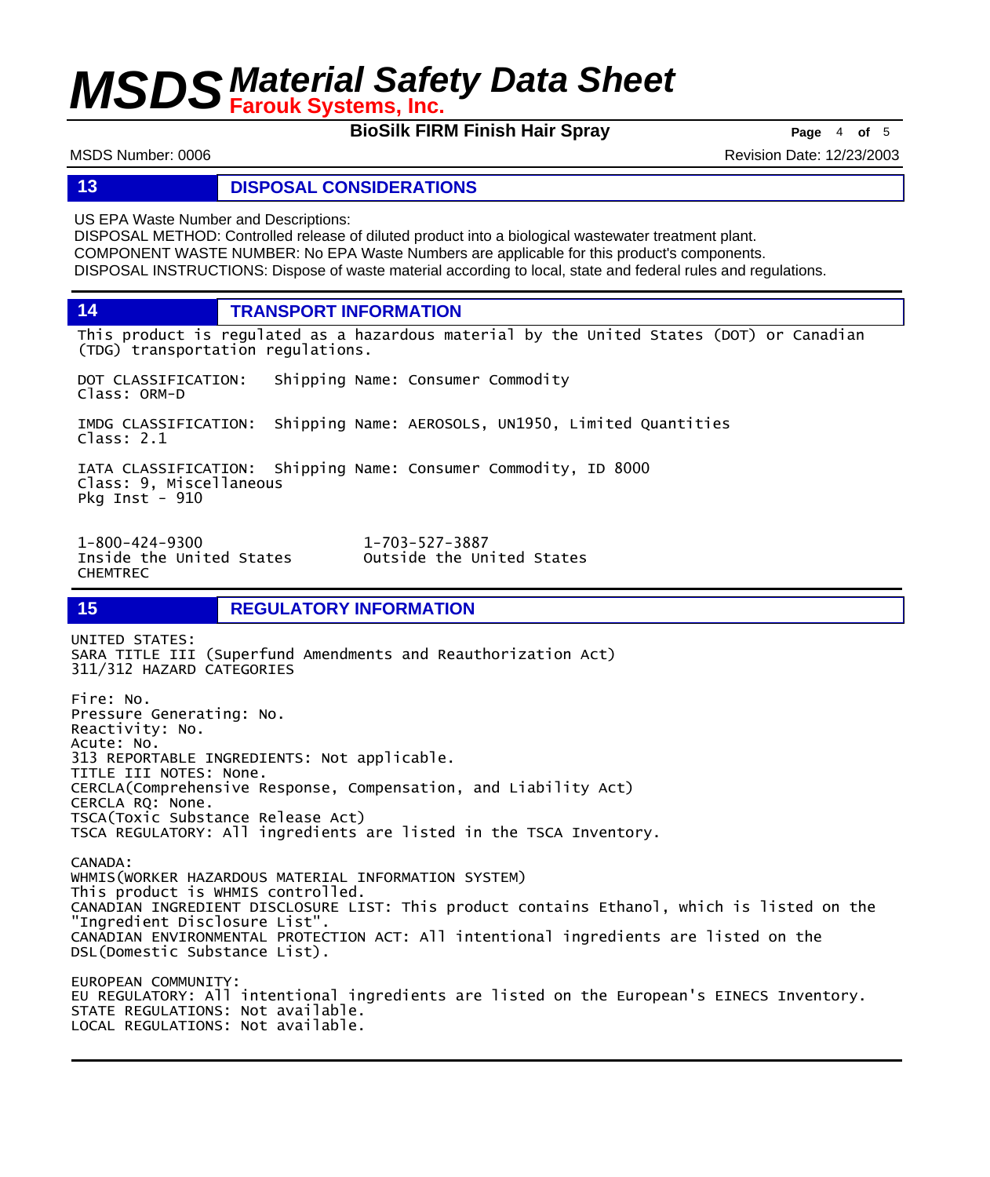## 13 DISPOSAL CONSIDERATIONS

US EPA Waste Number and Descriptions:
DISPOSAL METHOD: Controlled release of diluted product into a biological wastewater treatment plant.
COMPONENT WASTE NUMBER: No EPA Waste Numbers are applicable for this product's components.
DISPOSAL INSTRUCTIONS: Dispose of waste material according to local, state and federal rules and regulations.

## 14 TRANSPORT INFORMATION

This product is regulated as a hazardous material by the United States (DOT) or Canadian (TDG) transportation regulations.

DOT CLASSIFICATION: Shipping Name: Consumer Commodity
Class: ORM-D

IMDG CLASSIFICATION: Shipping Name: AEROSOLS, UN1950, Limited Quantities
Class: 2.1

IATA CLASSIFICATION: Shipping Name: Consumer Commodity, ID 8000
Class: 9, Miscellaneous
Pkg Inst - 910

| | |
|---|---|
| 1-800-424-9300<br>Inside the United States<br>CHEMTREC | 1-703-527-3887<br>Outside the United States |

## 15 REGULATORY INFORMATION

UNITED STATES:
SARA TITLE III (Superfund Amendments and Reauthorization Act)
311/312 HAZARD CATEGORIES

Fire: No.
Pressure Generating: No.
Reactivity: No.
Acute: No.
313 REPORTABLE INGREDIENTS: Not applicable.
TITLE III NOTES: None.
CERCLA(Comprehensive Response, Compensation, and Liability Act)
CERCLA RQ: None.
TSCA(Toxic Substance Release Act)
TSCA REGULATORY: All ingredients are listed in the TSCA Inventory.

CANADA:
WHMIS(WORKER HAZARDOUS MATERIAL INFORMATION SYSTEM)
This product is WHMIS controlled.
CANADIAN INGREDIENT DISCLOSURE LIST: This product contains Ethanol, which is listed on the "Ingredient Disclosure List".
CANADIAN ENVIRONMENTAL PROTECTION ACT: All intentional ingredients are listed on the DSL(Domestic Substance List).

EUROPEAN COMMUNITY:
EU REGULATORY: All intentional ingredients are listed on the European's EINECS Inventory.
STATE REGULATIONS: Not available.
LOCAL REGULATIONS: Not available.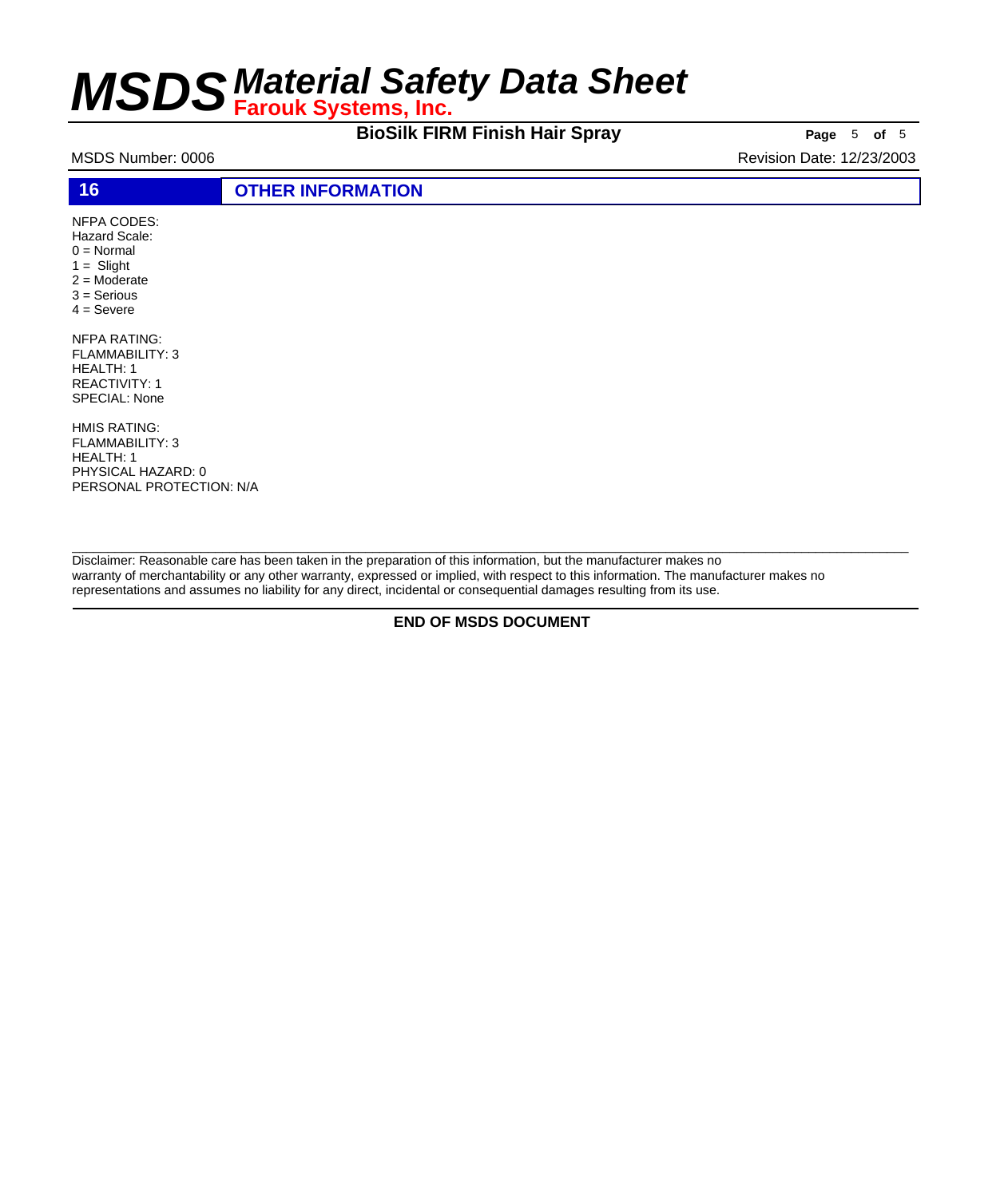# MSDS Material Safety Data Sheet

**Farouk Systems, Inc.**

**BioSilk FIRM Finish Hair Spray**

MSDS Number: 0006

Revision Date: 12/23/2003

## 16 OTHER INFORMATION

NFPA CODES:
Hazard Scale:
0 = Normal
1 = Slight
2 = Moderate
3 = Serious
4 = Severe

NFPA RATING:
FLAMMABILITY: 3
HEALTH: 1
REACTIVITY: 1
SPECIAL: None

HMIS RATING:
FLAMMABILITY: 3
HEALTH: 1
PHYSICAL HAZARD: 0
PERSONAL PROTECTION: N/A

---

Disclaimer: Reasonable care has been taken in the preparation of this information, but the manufacturer makes no warranty of merchantability or any other warranty, expressed or implied, with respect to this information. The manufacturer makes no representations and assumes no liability for any direct, incidental or consequential damages resulting from its use.

---

**END OF MSDS DOCUMENT**